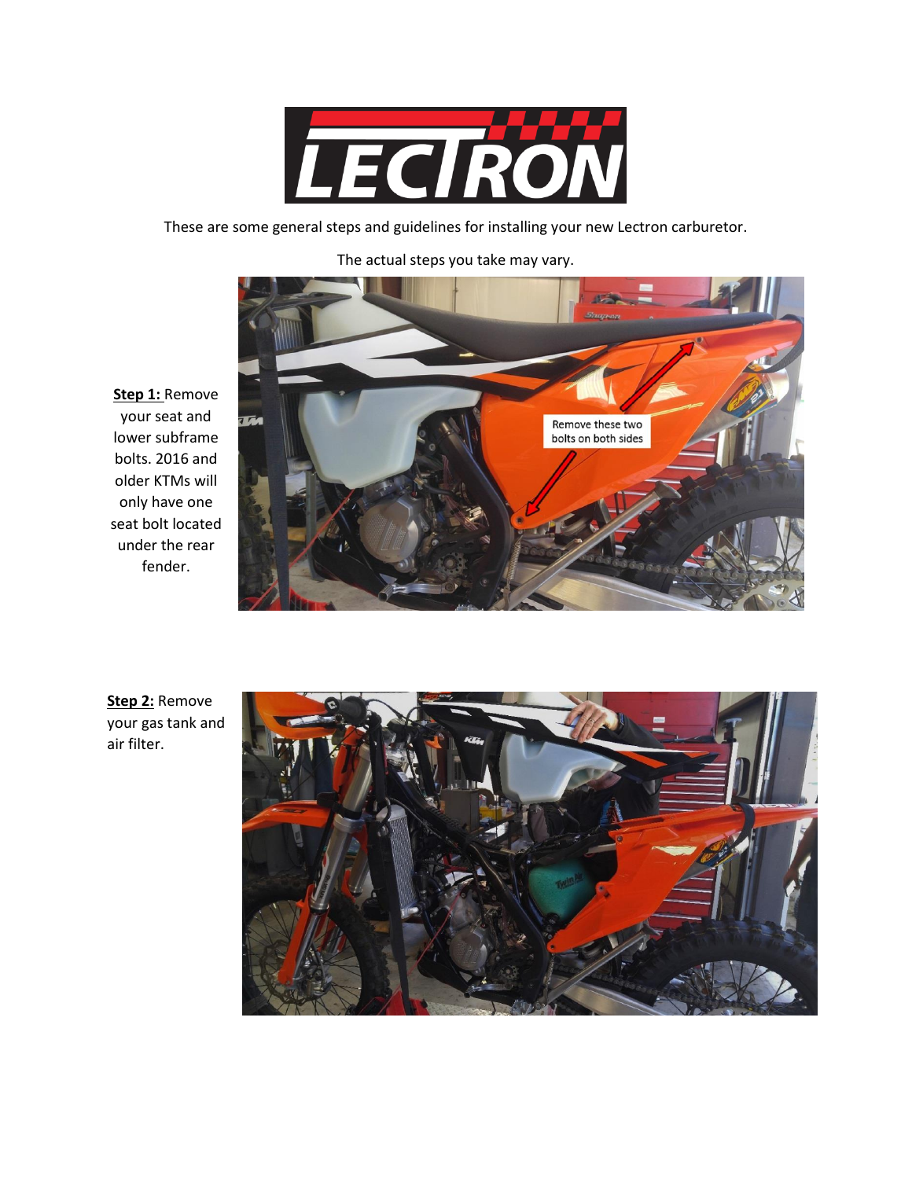# LECTRON

These are some general steps and guidelines for installing your new Lectron carburetor.

The actual steps you take may vary.

**Step 1:** Remove your seat and lower subframe bolts. 2016 and older KTMs will only have one seat bolt located under the rear fender.

Remove these two bolts on both sides

**Step 2:** Remove your gas tank and air filter.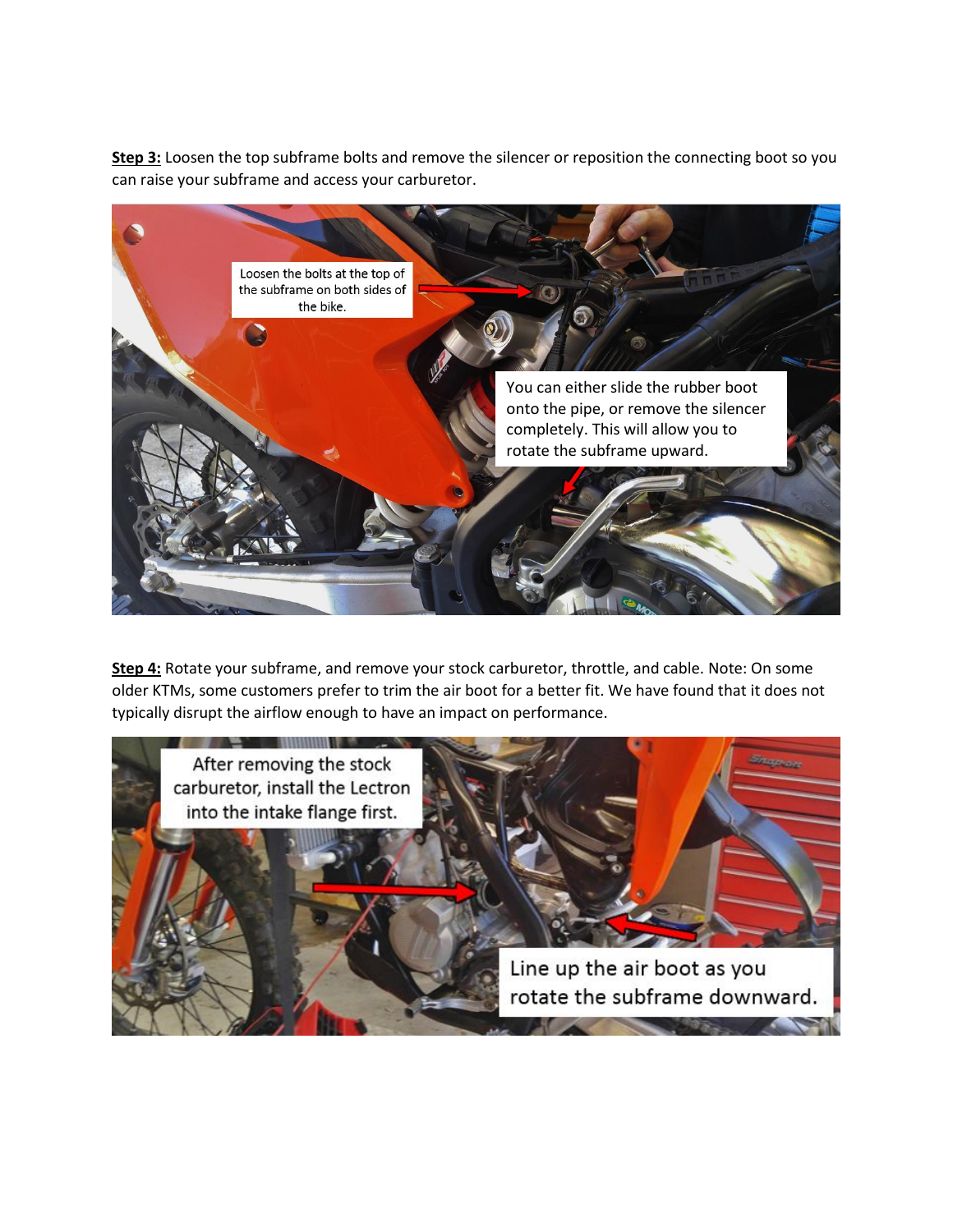**Step 3:** Loosen the top subframe bolts and remove the silencer or reposition the connecting boot so you can raise your subframe and access your carburetor.

Loosen the bolts at the top of the subframe on both sides of the bike.

You can either slide the rubber boot onto the pipe, or remove the silencer completely. This will allow you to rotate the subframe upward.

**Step 4:** Rotate your subframe, and remove your stock carburetor, throttle, and cable. Note: On some older KTMs, some customers prefer to trim the air boot for a better fit. We have found that it does not typically disrupt the airflow enough to have an impact on performance.

After removing the stock carburetor, install the Lectron into the intake flange first.

Line up the air boot as you rotate the subframe downward.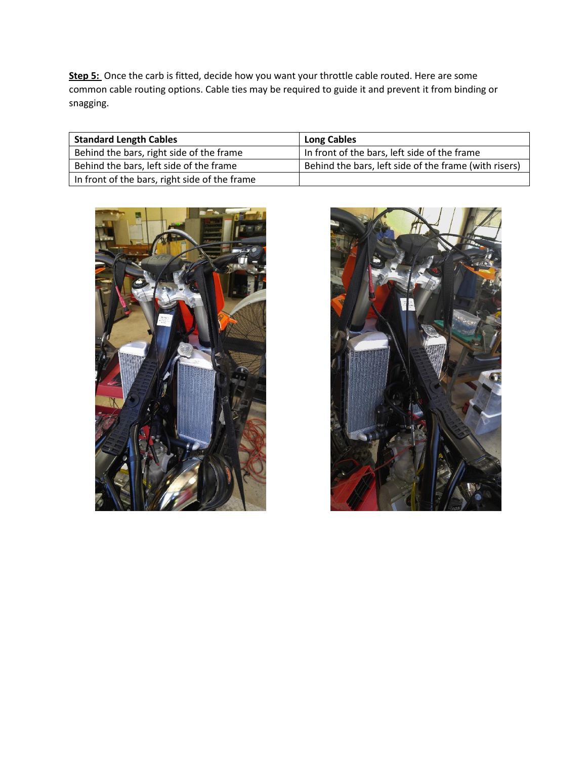**<u>Step 5:</u>** Once the carb is fitted, decide how you want your throttle cable routed. Here are some common cable routing options. Cable ties may be required to guide it and prevent it from binding or snagging.

| Standard Length Cables | Long Cables |
|---|---|
| Behind the bars, right side of the frame | In front of the bars, left side of the frame |
| Behind the bars, left side of the frame | Behind the bars, left side of the frame (with risers) |
| In front of the bars, right side of the frame | |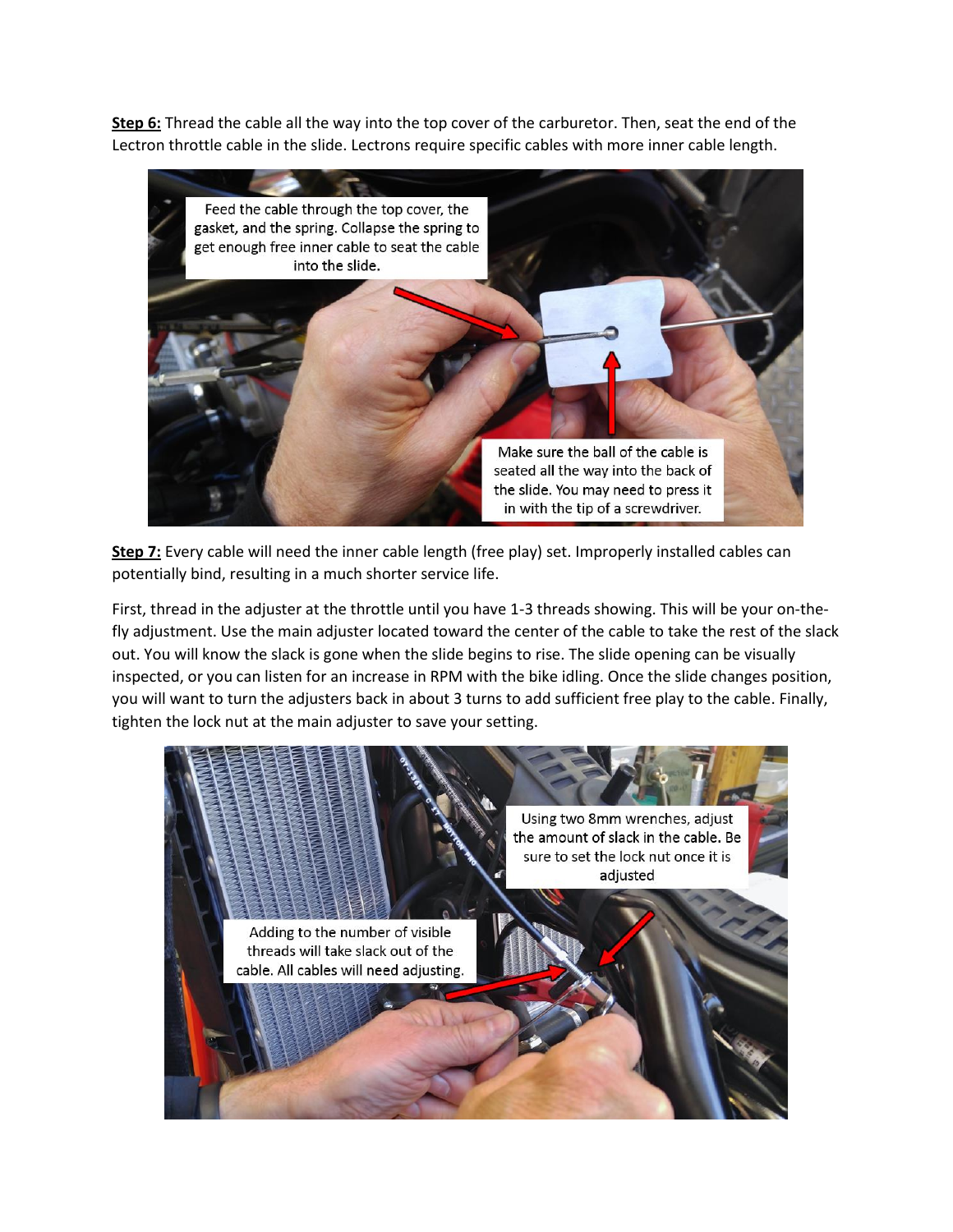**Step 6:** Thread the cable all the way into the top cover of the carburetor. Then, seat the end of the Lectron throttle cable in the slide. Lectrons require specific cables with more inner cable length.

**Step 7:** Every cable will need the inner cable length (free play) set. Improperly installed cables can potentially bind, resulting in a much shorter service life.

First, thread in the adjuster at the throttle until you have 1-3 threads showing. This will be your on-the-fly adjustment. Use the main adjuster located toward the center of the cable to take the rest of the slack out. You will know the slack is gone when the slide begins to rise. The slide opening can be visually inspected, or you can listen for an increase in RPM with the bike idling. Once the slide changes position, you will want to turn the adjusters back in about 3 turns to add sufficient free play to the cable. Finally, tighten the lock nut at the main adjuster to save your setting.